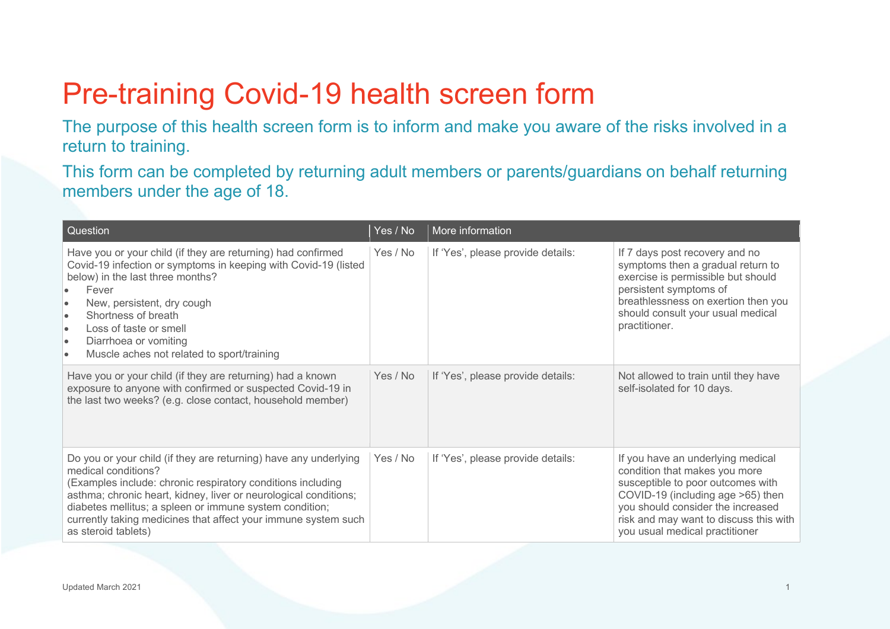# Pre-training Covid-19 health screen form

The purpose of this health screen form is to inform and make you aware of the risks involved in a return to training.

This form can be completed by returning adult members or parents/guardians on behalf returning members under the age of 18.

| Question | Yes / No | More information | |
|---|---|---|---|
| Have you or your child (if they are returning) had confirmed Covid-19 infection or symptoms in keeping with Covid-19 (listed below) in the last three months?<br>• Fever<br>• New, persistent, dry cough<br>• Shortness of breath<br>• Loss of taste or smell<br>• Diarrhoea or vomiting<br>• Muscle aches not related to sport/training | Yes / No | If 'Yes', please provide details: | If 7 days post recovery and no symptoms then a gradual return to exercise is permissible but should persistent symptoms of breathlessness on exertion then you should consult your usual medical practitioner. |
| Have you or your child (if they are returning) had a known exposure to anyone with confirmed or suspected Covid-19 in the last two weeks? (e.g. close contact, household member) | Yes / No | If 'Yes', please provide details: | Not allowed to train until they have self-isolated for 10 days. |
| Do you or your child (if they are returning) have any underlying medical conditions?<br>(Examples include: chronic respiratory conditions including asthma; chronic heart, kidney, liver or neurological conditions; diabetes mellitus; a spleen or immune system condition; currently taking medicines that affect your immune system such as steroid tablets) | Yes / No | If 'Yes', please provide details: | If you have an underlying medical condition that makes you more susceptible to poor outcomes with COVID-19 (including age >65) then you should consider the increased risk and may want to discuss this with you usual medical practitioner |

Updated March 2021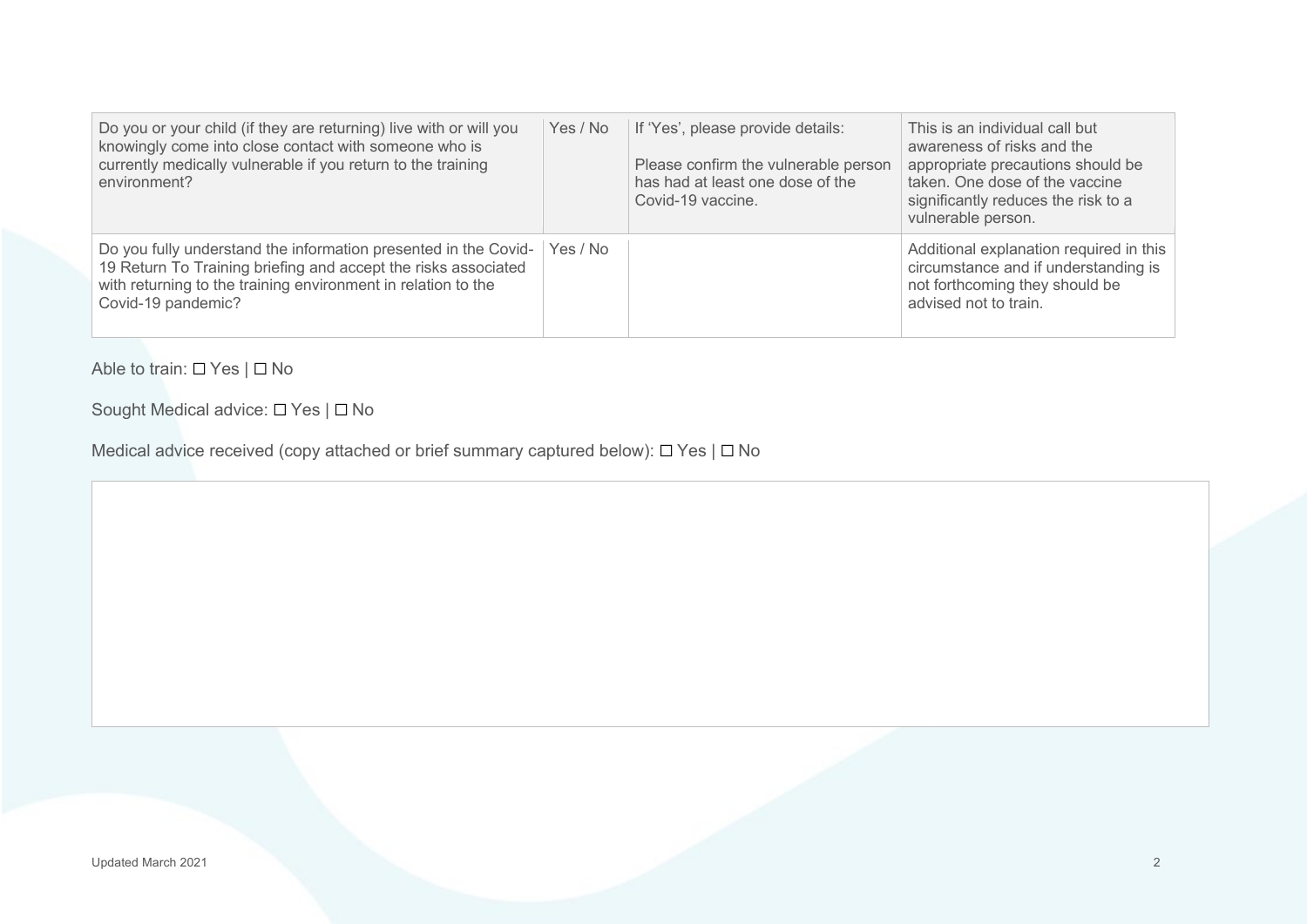| Do you or your child (if they are returning) live with or will you knowingly come into close contact with someone who is currently medically vulnerable if you return to the training environment? | Yes / No | If 'Yes', please provide details:<br><br>Please confirm the vulnerable person has had at least one dose of the Covid-19 vaccine. | This is an individual call but awareness of risks and the appropriate precautions should be taken. One dose of the vaccine significantly reduces the risk to a vulnerable person. |
|---|---|---|---|
| Do you fully understand the information presented in the Covid-19 Return To Training briefing and accept the risks associated with returning to the training environment in relation to the Covid-19 pandemic? | Yes / No | | Additional explanation required in this circumstance and if understanding is not forthcoming they should be advised not to train. |

Able to train: ☐ Yes | ☐ No

Sought Medical advice: ☐ Yes | ☐ No

Medical advice received (copy attached or brief summary captured below): ☐ Yes | ☐ No

| |
|---|
| |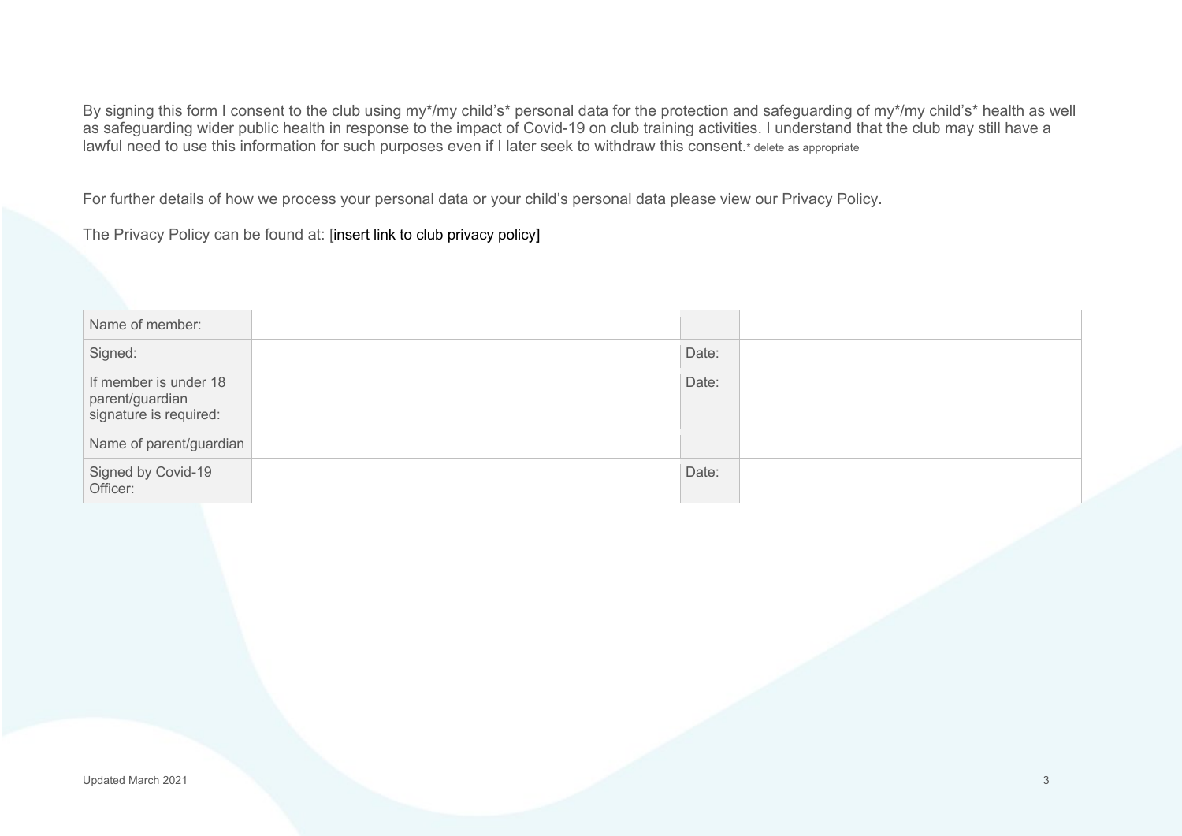By signing this form I consent to the club using my*/my child's* personal data for the protection and safeguarding of my*/my child's* health as well as safeguarding wider public health in response to the impact of Covid-19 on club training activities. I understand that the club may still have a lawful need to use this information for such purposes even if I later seek to withdraw this consent.* delete as appropriate

For further details of how we process your personal data or your child's personal data please view our Privacy Policy.

The Privacy Policy can be found at: [insert link to club privacy policy]

| | | | |
|---|---|---|---|
| Name of member: | | | |
| Signed: | | Date: | |
| If member is under 18 parent/guardian signature is required: | | Date: | |
| Name of parent/guardian | | | |
| Signed by Covid-19 Officer: | | Date: | |

Updated March 2021